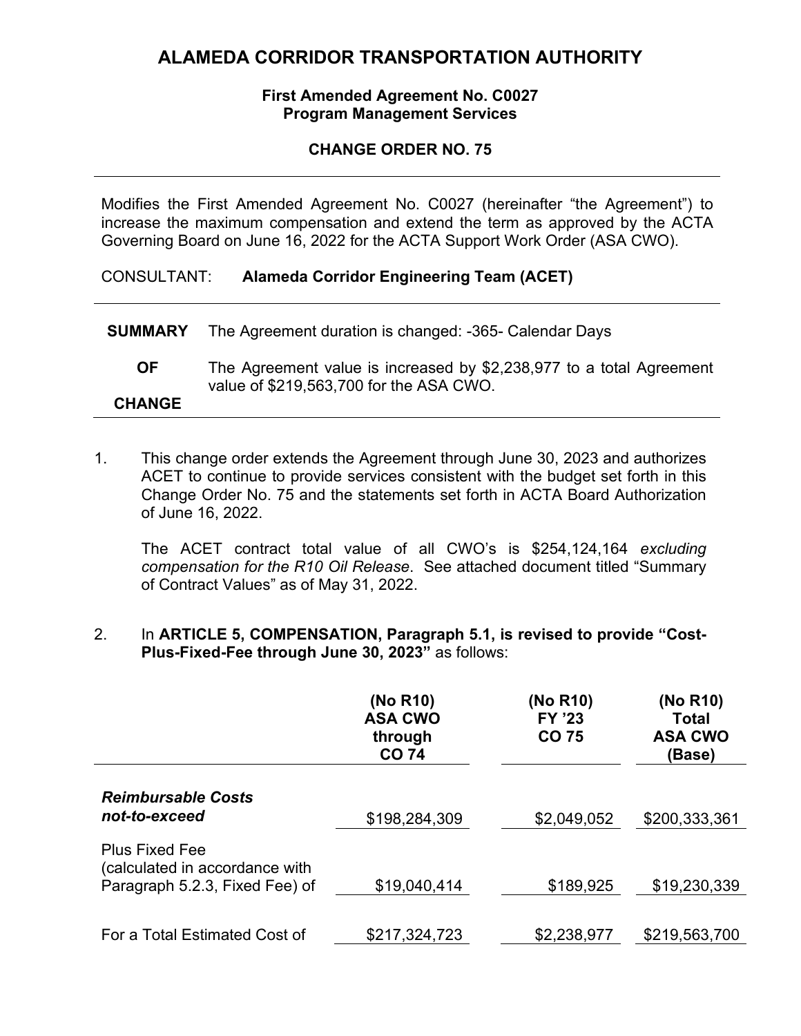# ALAMEDA CORRIDOR TRANSPORTATION AUTHORITY

**First Amended Agreement No. C0027**
**Program Management Services**

**CHANGE ORDER NO. 75**

---

Modifies the First Amended Agreement No. C0027 (hereinafter "the Agreement") to increase the maximum compensation and extend the term as approved by the ACTA Governing Board on June 16, 2022 for the ACTA Support Work Order (ASA CWO).

CONSULTANT: **Alameda Corridor Engineering Team (ACET)**

---

| **SUMMARY OF CHANGE** | |
|---|---|
| | The Agreement duration is changed: -365- Calendar Days |
| | The Agreement value is increased by $2,238,977 to a total Agreement value of $219,563,700 for the ASA CWO. |

---

1. This change order extends the Agreement through June 30, 2023 and authorizes ACET to continue to provide services consistent with the budget set forth in this Change Order No. 75 and the statements set forth in ACTA Board Authorization of June 16, 2022.

   The ACET contract total value of all CWO's is $254,124,164 *excluding compensation for the R10 Oil Release*. See attached document titled "Summary of Contract Values" as of May 31, 2022.

2. In **ARTICLE 5, COMPENSATION, Paragraph 5.1, is revised to provide "Cost-Plus-Fixed-Fee through June 30, 2023"** as follows:

| | **(No R10) ASA CWO through CO 74** | **(No R10) FY '23 CO 75** | **(No R10) Total ASA CWO (Base)** |
|---|---|---|---|
| ***Reimbursable Costs not-to-exceed*** | $198,284,309 | $2,049,052 | $200,333,361 |
| Plus Fixed Fee (calculated in accordance with Paragraph 5.2.3, Fixed Fee) of | $19,040,414 | $189,925 | $19,230,339 |
| For a Total Estimated Cost of | $217,324,723 | $2,238,977 | $219,563,700 |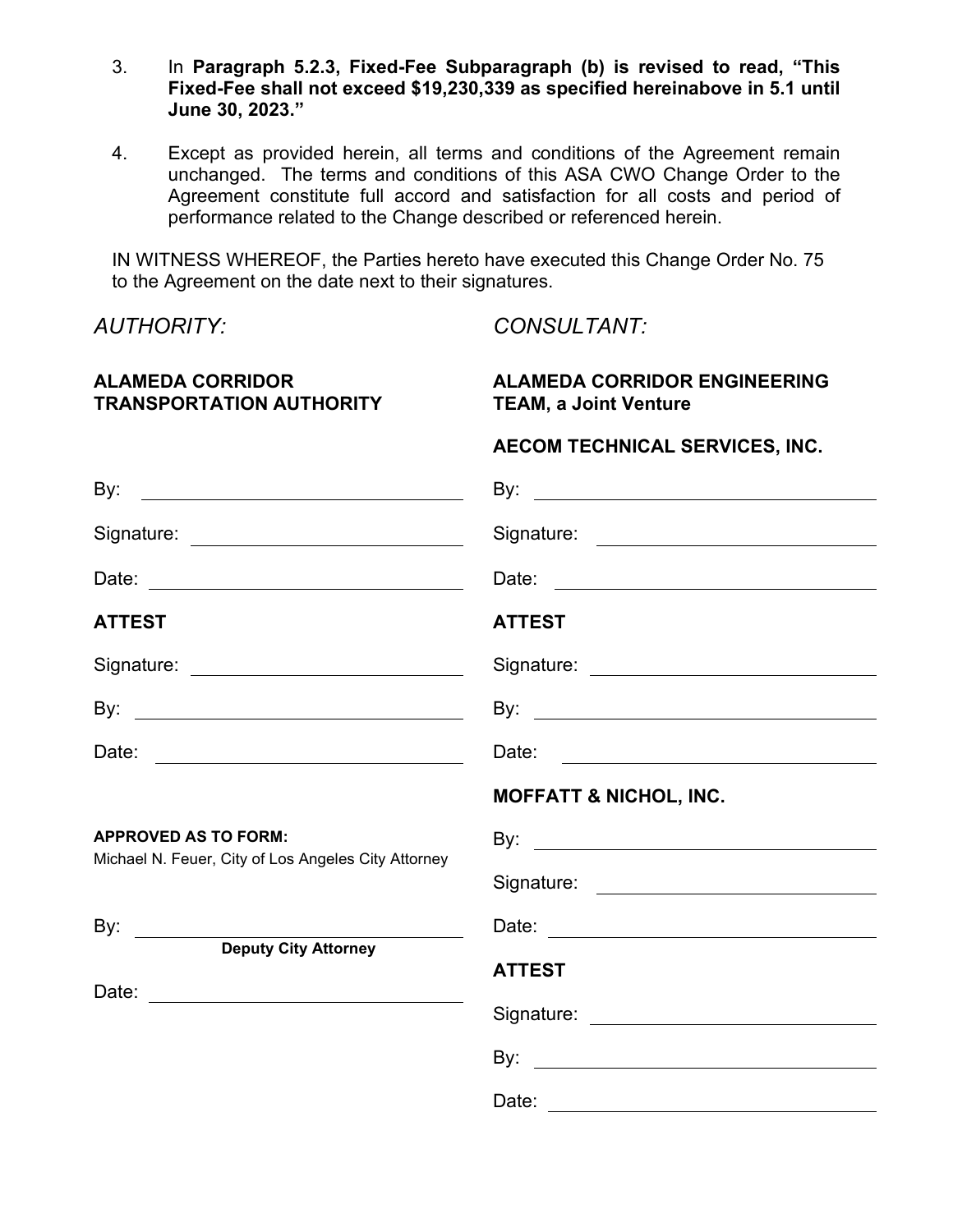3. In **Paragraph 5.2.3, Fixed-Fee Subparagraph (b) is revised to read, "This Fixed-Fee shall not exceed $19,230,339 as specified hereinabove in 5.1 until June 30, 2023."**

4. Except as provided herein, all terms and conditions of the Agreement remain unchanged. The terms and conditions of this ASA CWO Change Order to the Agreement constitute full accord and satisfaction for all costs and period of performance related to the Change described or referenced herein.

IN WITNESS WHEREOF, the Parties hereto have executed this Change Order No. 75 to the Agreement on the date next to their signatures.

*AUTHORITY:*

**ALAMEDA CORRIDOR TRANSPORTATION AUTHORITY**

By: ______________________________

Signature: ______________________________

Date: ______________________________

**ATTEST**

Signature: ______________________________

By: ______________________________

Date: ______________________________

**APPROVED AS TO FORM:**
Michael N. Feuer, City of Los Angeles City Attorney

By: ______________________________
**Deputy City Attorney**

Date: ______________________________

*CONSULTANT:*

**ALAMEDA CORRIDOR ENGINEERING TEAM, a Joint Venture**

**AECOM TECHNICAL SERVICES, INC.**

By: ______________________________

Signature: ______________________________

Date: ______________________________

**ATTEST**

Signature: ______________________________

By: ______________________________

Date: ______________________________

**MOFFATT & NICHOL, INC.**

By: ______________________________

Signature: ______________________________

Date: ______________________________

**ATTEST**

Signature: ______________________________

By: ______________________________

Date: ______________________________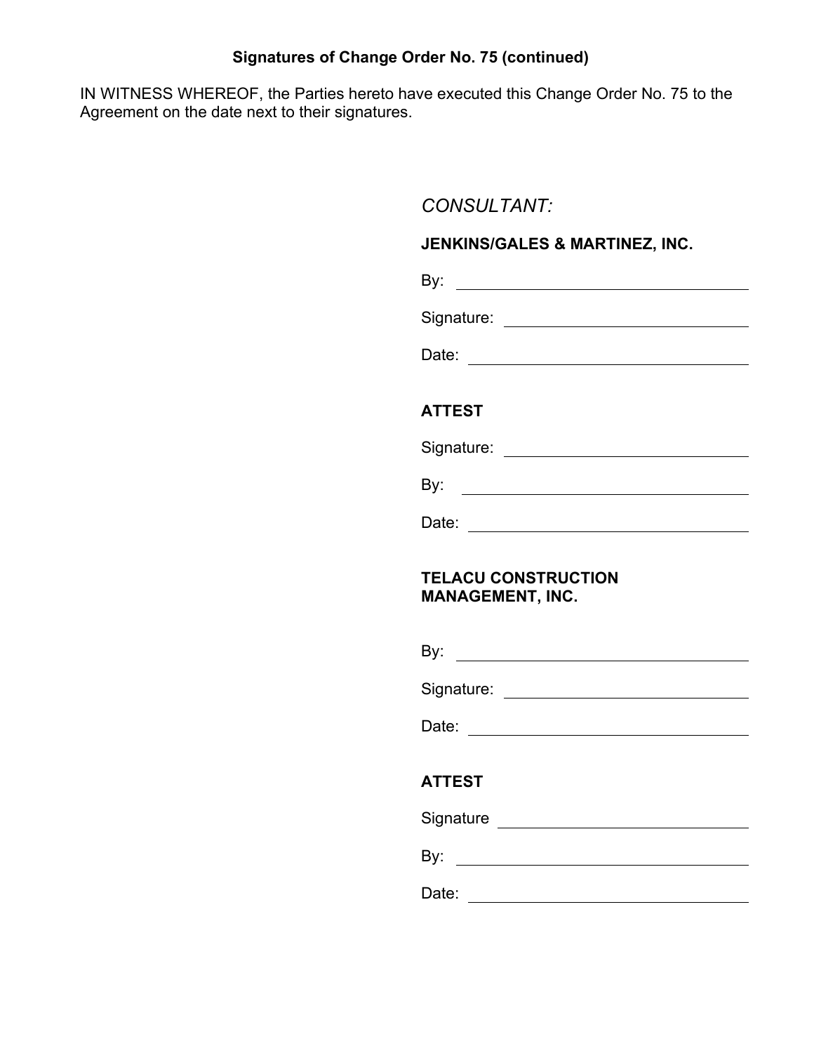**Signatures of Change Order No. 75 (continued)**

IN WITNESS WHEREOF, the Parties hereto have executed this Change Order No. 75 to the Agreement on the date next to their signatures.

*CONSULTANT:*

**JENKINS/GALES & MARTINEZ, INC.**

By: ______________________________

Signature: ______________________________

Date: ______________________________

**ATTEST**

Signature: ______________________________

By: ______________________________

Date: ______________________________

**TELACU CONSTRUCTION MANAGEMENT, INC.**

By: ______________________________

Signature: ______________________________

Date: ______________________________

**ATTEST**

Signature ______________________________

By: ______________________________

Date: ______________________________